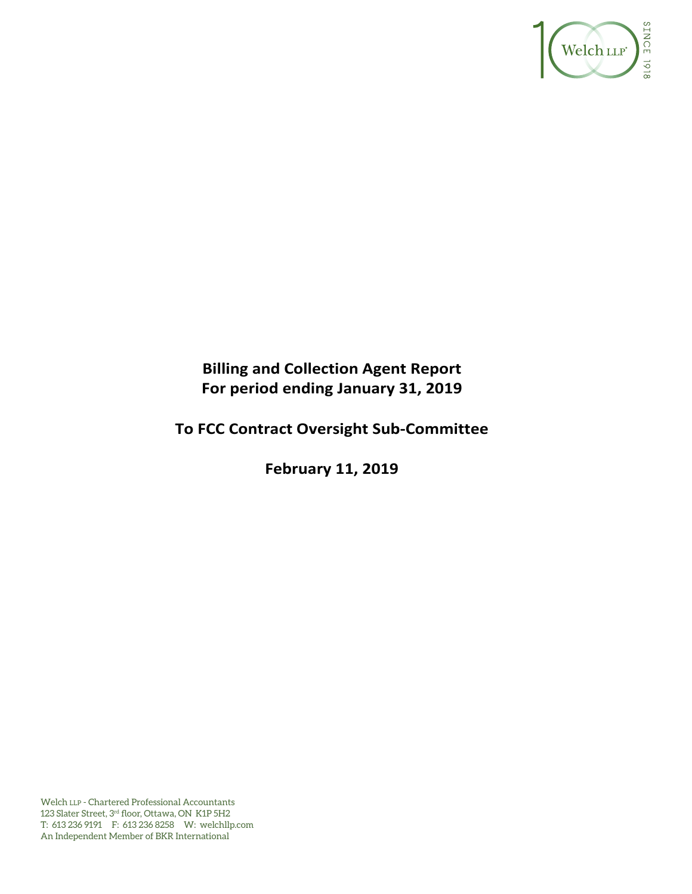# Billing and Collection Agent Report
# For period ending January 31, 2019

## To FCC Contract Oversight Sub-Committee

## February 11, 2019

Welch LLP - Chartered Professional Accountants
123 Slater Street, 3rd floor, Ottawa, ON K1P 5H2
T: 613 236 9191 F: 613 236 8258 W: welchllp.com
An Independent Member of BKR International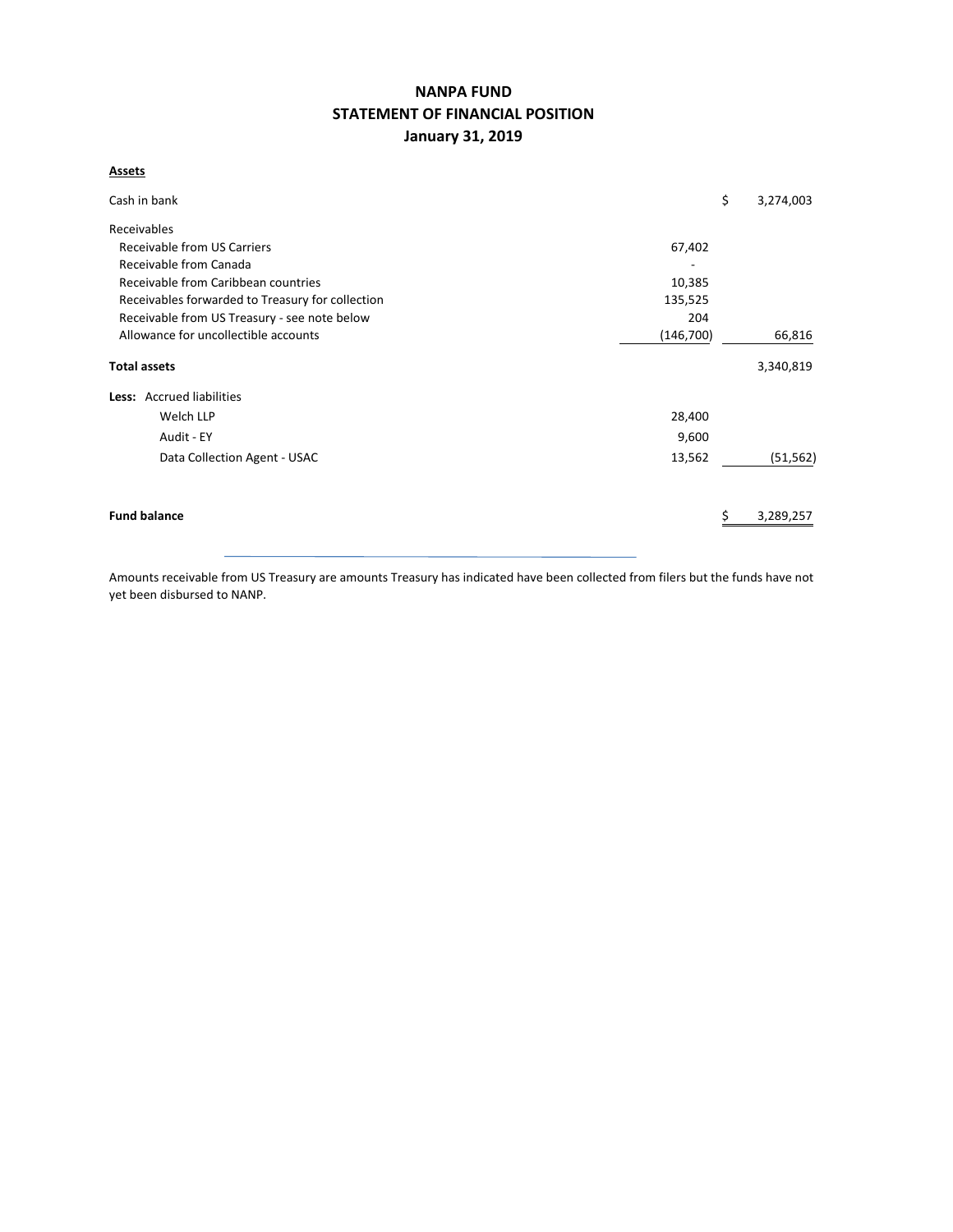# NANPA FUND
## STATEMENT OF FINANCIAL POSITION
### January 31, 2019

**Assets**

| | | |
|---|---|---|
| Cash in bank | | $ 3,274,003 |
| Receivables | | |
| Receivable from US Carriers | 67,402 | |
| Receivable from Canada | - | |
| Receivable from Caribbean countries | 10,385 | |
| Receivables forwarded to Treasury for collection | 135,525 | |
| Receivable from US Treasury - see note below | 204 | |
| Allowance for uncollectible accounts | (146,700) | 66,816 |
| **Total assets** | | 3,340,819 |
| **Less:** Accrued liabilities | | |
| Welch LLP | 28,400 | |
| Audit - EY | 9,600 | |
| Data Collection Agent - USAC | 13,562 | (51,562) |
| **Fund balance** | | $ 3,289,257 |

Amounts receivable from US Treasury are amounts Treasury has indicated have been collected from filers but the funds have not yet been disbursed to NANP.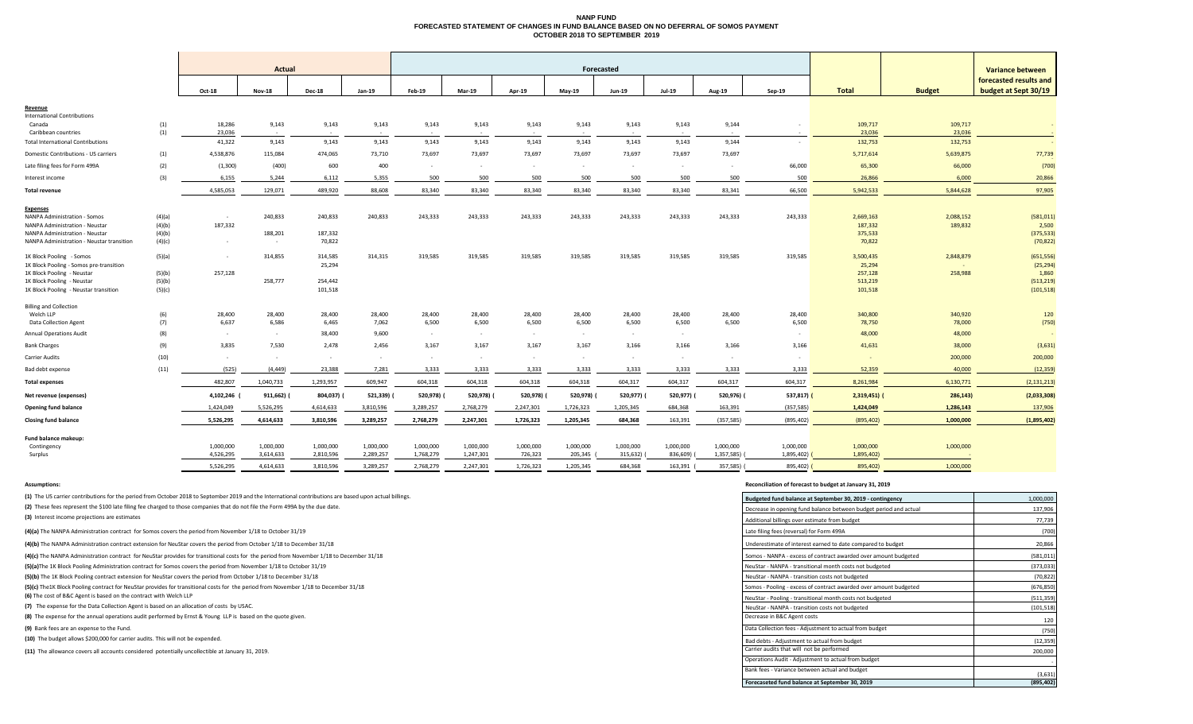# NANP FUND
## FORECASTED STATEMENT OF CHANGES IN FUND BALANCE BASED ON NO DEFERRAL OF SOMOS PAYMENT
### OCTOBER 2018 TO SEPTEMBER 2019

| | | Actual | | | | Forecasted | | | | | | | | | | Variance between forecasted results and budget at Sept 30/19 |
|---|---|---|---|---|---|---|---|---|---|---|---|---|---|---|---|---|
| | | Oct-18 | Nov-18 | Dec-18 | Jan-19 | Feb-19 | Mar-19 | Apr-19 | May-19 | Jun-19 | Jul-19 | Aug-19 | Sep-19 | Total | Budget | |
| **Revenue** | | | | | | | | | | | | | | | | |
| International Contributions | | | | | | | | | | | | | | | | |
| Canada | (1) | 18,286 | 9,143 | 9,143 | 9,143 | 9,143 | 9,143 | 9,143 | 9,143 | 9,143 | 9,143 | 9,144 | - | 109,717 | 109,717 | - |
| Caribbean countries | (1) | 23,036 | - | - | - | - | - | - | - | - | - | - | - | 23,036 | 23,036 | - |
| Total International Contributions | | 41,322 | 9,143 | 9,143 | 9,143 | 9,143 | 9,143 | 9,143 | 9,143 | 9,143 | 9,143 | 9,144 | - | 132,753 | 132,753 | - |
| Domestic Contributions - US carriers | (1) | 4,538,876 | 115,084 | 474,065 | 73,710 | 73,697 | 73,697 | 73,697 | 73,697 | 73,697 | 73,697 | 73,697 | | 5,717,614 | 5,639,875 | 77,739 |
| Late filing fees for Form 499A | (2) | (1,300) | (400) | 600 | 400 | - | - | - | - | - | - | - | 66,000 | 65,300 | 66,000 | (700) |
| Interest income | (3) | 6,155 | 5,244 | 6,112 | 5,355 | 500 | 500 | 500 | 500 | 500 | 500 | 500 | 500 | 26,866 | 6,000 | 20,866 |
| **Total revenue** | | 4,585,053 | 129,071 | 489,920 | 88,608 | 83,340 | 83,340 | 83,340 | 83,340 | 83,340 | 83,340 | 83,341 | 66,500 | 5,942,533 | 5,844,628 | 97,905 |
| **Expenses** | | | | | | | | | | | | | | | | |
| NANPA Administration - Somos | (4)(a) | - | 240,833 | 240,833 | 240,833 | 243,333 | 243,333 | 243,333 | 243,333 | 243,333 | 243,333 | 243,333 | 243,333 | 2,669,163 | 2,088,152 | (581,011) |
| NANPA Administration - Neustar | (4)(b) | 187,332 | | | | | | | | | | | | 187,332 | 189,832 | 2,500 |
| NANPA Administration - Neustar | (4)(b) | | 188,201 | 187,332 | | | | | | | | | | 375,533 | | (375,533) |
| NANPA Administration - Neustar transition | (4)(c) | - | - | 70,822 | | | | | | | | | | 70,822 | | (70,822) |
| 1K Block Pooling - Somos | (5)(a) | - | 314,855 | 314,855 | 314,315 | 319,585 | 319,585 | 319,585 | 319,585 | 319,585 | 319,585 | 319,585 | 319,585 | 3,500,435 | 2,848,879 | (651,556) |
| 1K Block Pooling - Somos pre-transition | | | | 25,294 | | | | | | | | | | 25,294 | - | (25,294) |
| 1K Block Pooling - Neustar | (5)(b) | 257,128 | | | | | | | | | | | | 257,128 | 258,988 | 1,860 |
| 1K Block Pooling - Neustar | (5)(b) | | 258,777 | 254,442 | | | | | | | | | | 513,219 | | (513,219) |
| 1K Block Pooling - Neustar transition | (5)(c) | | | 101,518 | | | | | | | | | | 101,518 | | (101,518) |
| Billing and Collection | | | | | | | | | | | | | | | | |
| Welch LLP | (6) | 28,400 | 28,400 | 28,400 | 28,400 | 28,400 | 28,400 | 28,400 | 28,400 | 28,400 | 28,400 | 28,400 | 28,400 | 340,800 | 340,920 | 120 |
| Data Collection Agent | (7) | 6,637 | 6,586 | 6,465 | 7,062 | 6,500 | 6,500 | 6,500 | 6,500 | 6,500 | 6,500 | 6,500 | 6,500 | 78,750 | 78,000 | (750) |
| Annual Operations Audit | (8) | - | - | 38,400 | 9,600 | - | - | - | - | - | - | - | - | 48,000 | 48,000 | - |
| Bank Charges | (9) | 3,835 | 7,530 | 2,478 | 2,456 | 3,167 | 3,167 | 3,167 | 3,167 | 3,166 | 3,166 | 3,166 | 3,166 | 41,631 | 38,000 | (3,631) |
| Carrier Audits | (10) | - | - | - | - | - | - | - | - | - | - | - | - | - | 200,000 | 200,000 |
| Bad debt expense | (11) | (525) | (4,449) | 23,388 | 7,281 | 3,333 | 3,333 | 3,333 | 3,333 | 3,333 | 3,333 | 3,333 | 3,333 | 52,359 | 40,000 | (12,359) |
| **Total expenses** | | 482,807 | 1,040,733 | 1,293,957 | 609,947 | 604,318 | 604,318 | 604,318 | 604,318 | 604,317 | 604,317 | 604,317 | 604,317 | 8,261,984 | 6,130,771 | (2,131,213) |
| **Net revenue (expenses)** | | 4,102,246 | (911,662) | (804,037) | (521,339) | (520,978) | (520,978) | (520,978) | (520,978) | (520,977) | (520,977) | (520,976) | (537,817) | (2,319,451) | (286,143) | (2,033,308) |
| **Opening fund balance** | | 1,424,049 | 5,526,295 | 4,614,633 | 3,810,596 | 3,289,257 | 2,768,279 | 2,247,301 | 1,726,323 | 1,205,345 | 684,368 | 163,391 | (357,585) | 1,424,049 | 1,286,143 | 137,906 |
| **Closing fund balance** | | 5,526,295 | 4,614,633 | 3,810,596 | 3,289,257 | 2,768,279 | 2,247,301 | 1,726,323 | 1,205,345 | 684,368 | 163,391 | (357,585) | (895,402) | (895,402) | 1,000,000 | (1,895,402) |
| **Fund balance makeup:** | | | | | | | | | | | | | | | | |
| Contingency | | 1,000,000 | 1,000,000 | 1,000,000 | 1,000,000 | 1,000,000 | 1,000,000 | 1,000,000 | 1,000,000 | 1,000,000 | 1,000,000 | 1,000,000 | 1,000,000 | 1,000,000 | 1,000,000 | |
| Surplus | | 4,526,295 | 3,614,633 | 2,810,596 | 2,289,257 | 1,768,279 | 1,247,301 | 726,323 | 205,345 | (315,632) | (836,609) | (1,357,585) | (1,895,402) | (1,895,402) | - | |
| | | 5,526,295 | 4,614,633 | 3,810,596 | 3,289,257 | 2,768,279 | 2,247,301 | 1,726,323 | 1,205,345 | 684,368 | 163,391 | (357,585) | (895,402) | (895,402) | 1,000,000 | |

**Assumptions:**

**(1)** The US carrier contributions for the period from October 2018 to September 2019 and the International contributions are based upon actual billings.

**(2)** These fees represent the $100 late filing fee charged to those companies that do not file the Form 499A by the due date.

**(3)** Interest income projections are estimates

**(4)(a)** The NANPA Administration contract for Somos covers the period from November 1/18 to October 31/19

**(4)(b)** The NANPA Administration contract extension for NeuStar covers the period from October 1/18 to December 31/18

**(4)(c)** The NANPA Administration contract for NeuStar provides for transitional costs for the period from November 1/18 to December 31/18

**(5)(a)**The 1K Block Pooling Administration contract for Somos covers the period from November 1/18 to October 31/19

**(5)(b)** The 1K Block Pooling contract extension for NeuStar covers the period from October 1/18 to December 31/18

**(5)(c)** The1K Block Pooling contract for NeuStar provides for transitional costs for the period from November 1/18 to December 31/18

**(6)** The cost of B&C Agent is based on the contract with Welch LLP

**(7)** The expense for the Data Collection Agent is based on an allocation of costs by USAC.

**(8)** The expense for the annual operations audit performed by Ernst & Young LLP is based on the quote given.

**(9)** Bank fees are an expense to the Fund.

**(10)** The budget allows $200,000 for carrier audits. This will not be expended.

**(11)** The allowance covers all accounts considered potentially uncollectible at January 31, 2019.

**Reconciliation of forecast to budget at January 31, 2019**

| | |
|---|---|
| **Budgeted fund balance at September 30, 2019 - contingency** | 1,000,000 |
| Decrease in opening fund balance between budget period and actual | 137,906 |
| Additional billings over estimate from budget | 77,739 |
| Late filing fees (reversal) for Form 499A | (700) |
| Underestimate of interest earned to date compared to budget | 20,866 |
| Somos - NANPA - excess of contract awarded over amount budgeted | (581,011) |
| NeuStar - NANPA - transitional month costs not budgeted | (373,033) |
| NeuStar - NANPA - transition costs not budgeted | (70,822) |
| Somos - Pooling - excess of contract awarded over amount budgeted | (676,850) |
| NeuStar - Pooling - transitional month costs not budgeted | (511,359) |
| NeuStar - NANPA - transition costs not budgeted | (101,518) |
| Decrease in B&C Agent costs | 120 |
| Data Collection fees - Adjustment to actual from budget | (750) |
| Bad debts - Adjustment to actual from budget | (12,359) |
| Carrier audits that will not be performed | 200,000 |
| Operations Audit - Adjustment to actual from budget | - |
| Bank fees - Variance between actual and budget | (3,631) |
| **Forecaseted fund balance at September 30, 2019** | **(895,402)** |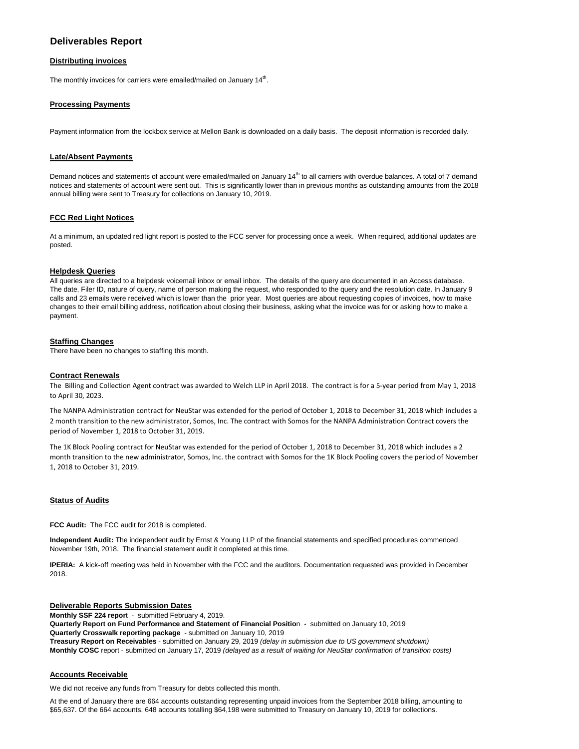# Deliverables Report

## Distributing invoices

The monthly invoices for carriers were emailed/mailed on January 14th.

## Processing Payments

Payment information from the lockbox service at Mellon Bank is downloaded on a daily basis. The deposit information is recorded daily.

## Late/Absent Payments

Demand notices and statements of account were emailed/mailed on January 14th to all carriers with overdue balances. A total of 7 demand notices and statements of account were sent out. This is significantly lower than in previous months as outstanding amounts from the 2018 annual billing were sent to Treasury for collections on January 10, 2019.

## FCC Red Light Notices

At a minimum, an updated red light report is posted to the FCC server for processing once a week. When required, additional updates are posted.

## Helpdesk Queries

All queries are directed to a helpdesk voicemail inbox or email inbox. The details of the query are documented in an Access database. The date, Filer ID, nature of query, name of person making the request, who responded to the query and the resolution date. In January 9 calls and 23 emails were received which is lower than the prior year. Most queries are about requesting copies of invoices, how to make changes to their email billing address, notification about closing their business, asking what the invoice was for or asking how to make a payment.

## Staffing Changes

There have been no changes to staffing this month.

## Contract Renewals

The Billing and Collection Agent contract was awarded to Welch LLP in April 2018. The contract is for a 5-year period from May 1, 2018 to April 30, 2023.

The NANPA Administration contract for NeuStar was extended for the period of October 1, 2018 to December 31, 2018 which includes a 2 month transition to the new administrator, Somos, Inc. The contract with Somos for the NANPA Administration Contract covers the period of November 1, 2018 to October 31, 2019.

The 1K Block Pooling contract for NeuStar was extended for the period of October 1, 2018 to December 31, 2018 which includes a 2 month transition to the new administrator, Somos, Inc. the contract with Somos for the 1K Block Pooling covers the period of November 1, 2018 to October 31, 2019.

## Status of Audits

**FCC Audit:** The FCC audit for 2018 is completed.

**Independent Audit:** The independent audit by Ernst & Young LLP of the financial statements and specified procedures commenced November 19th, 2018. The financial statement audit it completed at this time.

**IPERIA:** A kick-off meeting was held in November with the FCC and the auditors. Documentation requested was provided in December 2018.

## Deliverable Reports Submission Dates

**Monthly SSF 224 report** - submitted February 4, 2019.
**Quarterly Report on Fund Performance and Statement of Financial Position** - submitted on January 10, 2019
**Quarterly Crosswalk reporting package** - submitted on January 10, 2019
**Treasury Report on Receivables** - submitted on January 29, 2019 *(delay in submission due to US government shutdown)*
**Monthly COSC** report - submitted on January 17, 2019 *(delayed as a result of waiting for NeuStar confirmation of transition costs)*

## Accounts Receivable

We did not receive any funds from Treasury for debts collected this month.

At the end of January there are 664 accounts outstanding representing unpaid invoices from the September 2018 billing, amounting to $65,637. Of the 664 accounts, 648 accounts totalling $64,198 were submitted to Treasury on January 10, 2019 for collections.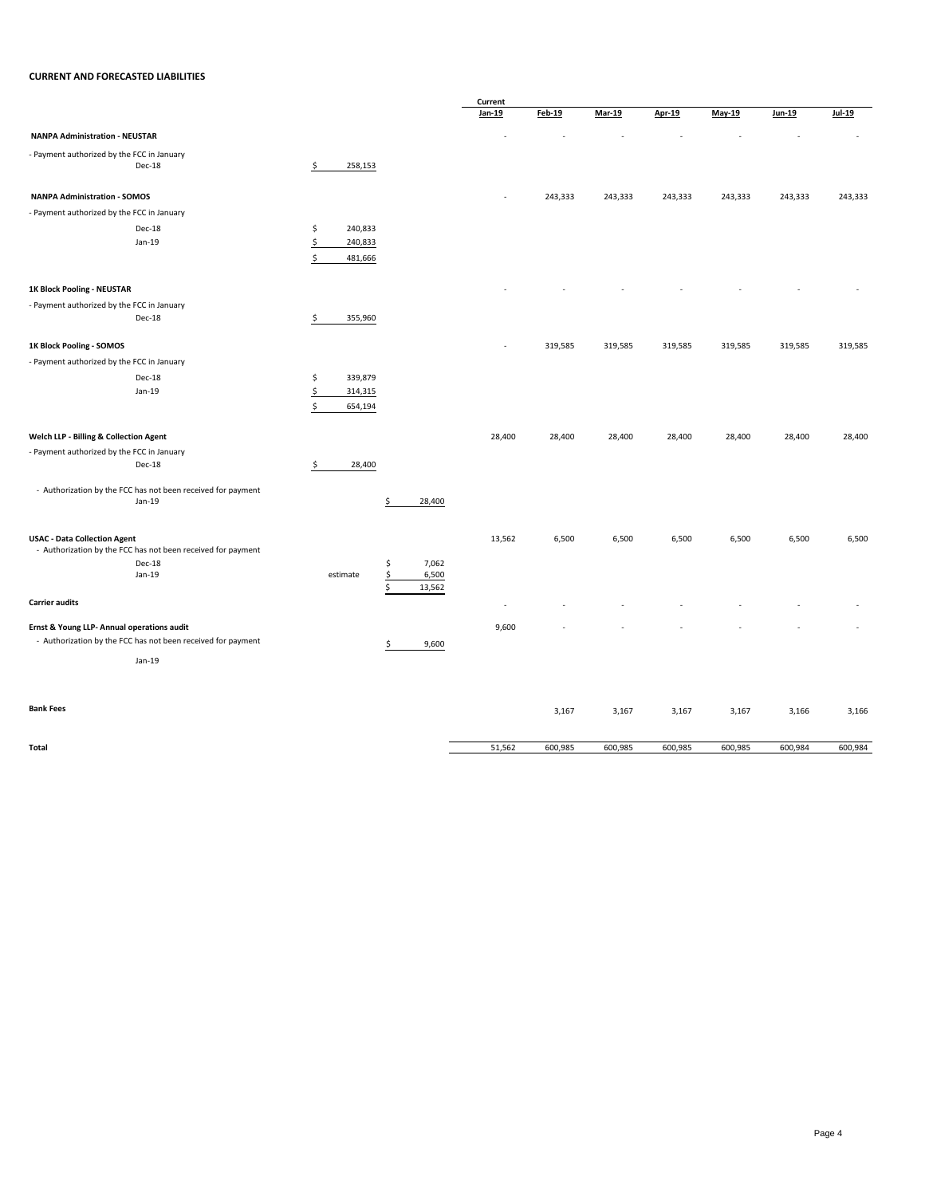**CURRENT AND FORECASTED LIABILITIES**

| | | | Current Jan-19 | Feb-19 | Mar-19 | Apr-19 | May-19 | Jun-19 | Jul-19 |
|---|---|---|---|---|---|---|---|---|---|
| **NANPA Administration - NEUSTAR** | | | - | - | - | - | - | - | - |
| - Payment authorized by the FCC in January | | | | | | | | | |
| Dec-18 | $ 258,153 | | | | | | | | |
| **NANPA Administration - SOMOS** | | | - | 243,333 | 243,333 | 243,333 | 243,333 | 243,333 | 243,333 |
| - Payment authorized by the FCC in January | | | | | | | | | |
| Dec-18 | $ 240,833 | | | | | | | | |
| Jan-19 | $ 240,833 | | | | | | | | |
| | $ 481,666 | | | | | | | | |
| **1K Block Pooling - NEUSTAR** | | | - | - | - | - | - | - | - |
| - Payment authorized by the FCC in January | | | | | | | | | |
| Dec-18 | $ 355,960 | | | | | | | | |
| **1K Block Pooling - SOMOS** | | | - | 319,585 | 319,585 | 319,585 | 319,585 | 319,585 | 319,585 |
| - Payment authorized by the FCC in January | | | | | | | | | |
| Dec-18 | $ 339,879 | | | | | | | | |
| Jan-19 | $ 314,315 | | | | | | | | |
| | $ 654,194 | | | | | | | | |
| **Welch LLP - Billing & Collection Agent** | | | 28,400 | 28,400 | 28,400 | 28,400 | 28,400 | 28,400 | 28,400 |
| - Payment authorized by the FCC in January | | | | | | | | | |
| Dec-18 | $ 28,400 | | | | | | | | |
| - Authorization by the FCC has not been received for payment | | | | | | | | | |
| Jan-19 | | $ 28,400 | | | | | | | |
| **USAC - Data Collection Agent** | | | 13,562 | 6,500 | 6,500 | 6,500 | 6,500 | 6,500 | 6,500 |
| - Authorization by the FCC has not been received for payment | | | | | | | | | |
| Dec-18 | | $ 7,062 | | | | | | | |
| Jan-19 | estimate | $ 6,500 | | | | | | | |
| | | $ 13,562 | | | | | | | |
| **Carrier audits** | | | - | - | - | - | - | - | - |
| **Ernst & Young LLP- Annual operations audit** | | | 9,600 | - | - | - | - | - | - |
| - Authorization by the FCC has not been received for payment | | $ 9,600 | | | | | | | |
| Jan-19 | | | | | | | | | |
| **Bank Fees** | | | | 3,167 | 3,167 | 3,167 | 3,167 | 3,166 | 3,166 |
| **Total** | | | 51,562 | 600,985 | 600,985 | 600,985 | 600,985 | 600,984 | 600,984 |